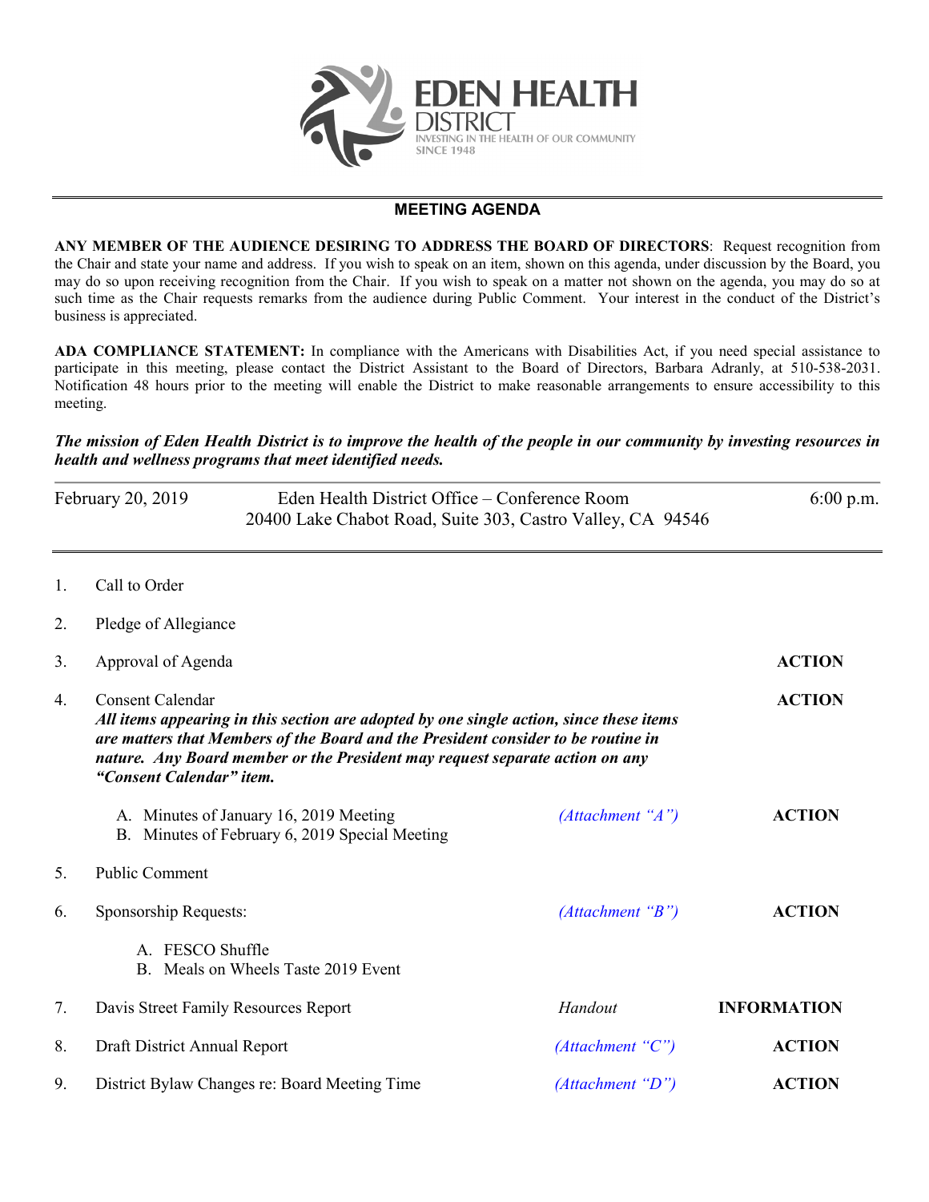**EDEN HEALTH DISTRICT**
INVESTING IN THE HEALTH OF OUR COMMUNITY
SINCE 1948

## MEETING AGENDA

**ANY MEMBER OF THE AUDIENCE DESIRING TO ADDRESS THE BOARD OF DIRECTORS**: Request recognition from the Chair and state your name and address. If you wish to speak on an item, shown on this agenda, under discussion by the Board, you may do so upon receiving recognition from the Chair. If you wish to speak on a matter not shown on the agenda, you may do so at such time as the Chair requests remarks from the audience during Public Comment. Your interest in the conduct of the District's business is appreciated.

**ADA COMPLIANCE STATEMENT:** In compliance with the Americans with Disabilities Act, if you need special assistance to participate in this meeting, please contact the District Assistant to the Board of Directors, Barbara Adranly, at 510-538-2031. Notification 48 hours prior to the meeting will enable the District to make reasonable arrangements to ensure accessibility to this meeting.

***The mission of Eden Health District is to improve the health of the people in our community by investing resources in health and wellness programs that meet identified needs.***

| February 20, 2019 | Eden Health District Office – Conference Room<br>20400 Lake Chabot Road, Suite 303, Castro Valley, CA 94546 | 6:00 p.m. |
|---|---|---|

| | | | |
|---|---|---|---|
| 1. | Call to Order | | |
| 2. | Pledge of Allegiance | | |
| 3. | Approval of Agenda | | **ACTION** |
| 4. | Consent Calendar<br>***All items appearing in this section are adopted by one single action, since these items are matters that Members of the Board and the President consider to be routine in nature. Any Board member or the President may request separate action on any "Consent Calendar" item.*** | | **ACTION** |
| | A. Minutes of January 16, 2019 Meeting<br>B. Minutes of February 6, 2019 Special Meeting | *(Attachment "A")* | **ACTION** |
| 5. | Public Comment | | |
| 6. | Sponsorship Requests:<br>A. FESCO Shuffle<br>B. Meals on Wheels Taste 2019 Event | *(Attachment "B")* | **ACTION** |
| 7. | Davis Street Family Resources Report | *Handout* | **INFORMATION** |
| 8. | Draft District Annual Report | *(Attachment "C")* | **ACTION** |
| 9. | District Bylaw Changes re: Board Meeting Time | *(Attachment "D")* | **ACTION** |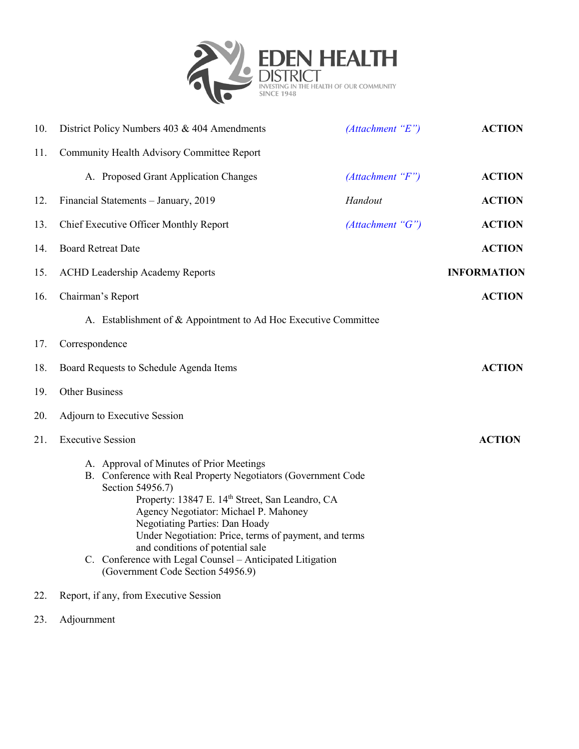EDEN HEALTH DISTRICT
INVESTING IN THE HEALTH OF OUR COMMUNITY
SINCE 1948

| | | | |
|---|---|---|---|
| 10. | District Policy Numbers 403 & 404 Amendments | *(Attachment "E")* | **ACTION** |
| 11. | Community Health Advisory Committee Report | | |
| | A. Proposed Grant Application Changes | *(Attachment "F")* | **ACTION** |
| 12. | Financial Statements – January, 2019 | *Handout* | **ACTION** |
| 13. | Chief Executive Officer Monthly Report | *(Attachment "G")* | **ACTION** |
| 14. | Board Retreat Date | | **ACTION** |
| 15. | ACHD Leadership Academy Reports | | **INFORMATION** |
| 16. | Chairman's Report | | **ACTION** |
| | A. Establishment of & Appointment to Ad Hoc Executive Committee | | |
| 17. | Correspondence | | |
| 18. | Board Requests to Schedule Agenda Items | | **ACTION** |
| 19. | Other Business | | |
| 20. | Adjourn to Executive Session | | |
| 21. | Executive Session | | **ACTION** |

A. Approval of Minutes of Prior Meetings

B. Conference with Real Property Negotiators (Government Code Section 54956.7)
   Property: 13847 E. 14th Street, San Leandro, CA
   Agency Negotiator: Michael P. Mahoney
   Negotiating Parties: Dan Hoady
   Under Negotiation: Price, terms of payment, and terms and conditions of potential sale

C. Conference with Legal Counsel – Anticipated Litigation (Government Code Section 54956.9)

22. Report, if any, from Executive Session

23. Adjournment